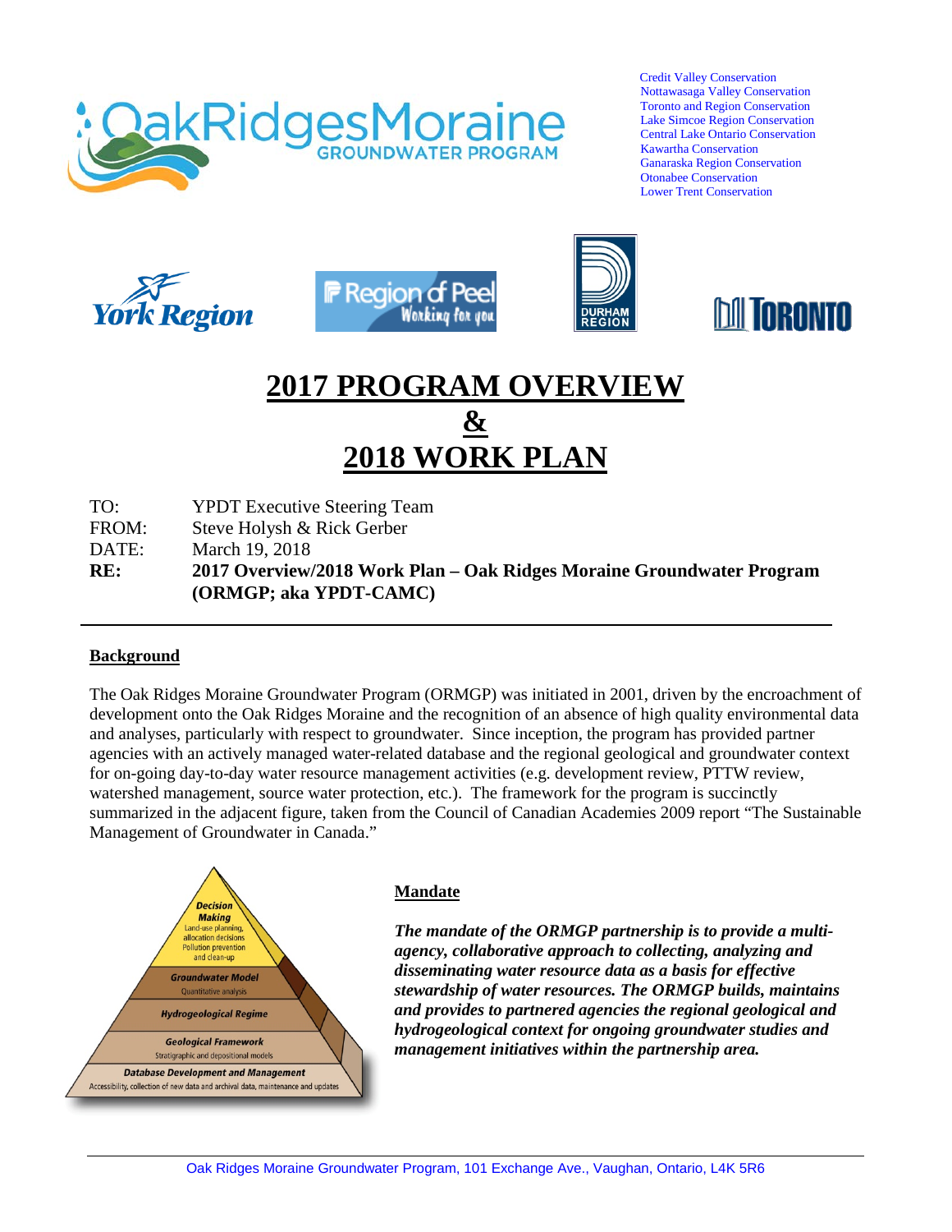Credit Valley Conservation
Nottawasaga Valley Conservation
Toronto and Region Conservation
Lake Simcoe Region Conservation
Central Lake Ontario Conservation
Kawartha Conservation
Ganaraska Region Conservation
Otonabee Conservation
Lower Trent Conservation

# 2017 PROGRAM OVERVIEW & 2018 WORK PLAN

TO: YPDT Executive Steering Team
FROM: Steve Holysh & Rick Gerber
DATE: March 19, 2018
**RE: 2017 Overview/2018 Work Plan – Oak Ridges Moraine Groundwater Program (ORMGP; aka YPDT-CAMC)**

## Background

The Oak Ridges Moraine Groundwater Program (ORMGP) was initiated in 2001, driven by the encroachment of development onto the Oak Ridges Moraine and the recognition of an absence of high quality environmental data and analyses, particularly with respect to groundwater. Since inception, the program has provided partner agencies with an actively managed water-related database and the regional geological and groundwater context for on-going day-to-day water resource management activities (e.g. development review, PTTW review, watershed management, source water protection, etc.). The framework for the program is succinctly summarized in the adjacent figure, taken from the Council of Canadian Academies 2009 report "The Sustainable Management of Groundwater in Canada."

Decision Making
Land-use planning, allocation decisions, Pollution prevention and clean-up

Groundwater Model
Quantitative analysis

Hydrogeological Regime

Geological Framework
Stratigraphic and depositional models

Database Development and Management
Accessibility, collection of new data and archival data, maintenance and updates

## Mandate

***The mandate of the ORMGP partnership is to provide a multi-agency, collaborative approach to collecting, analyzing and disseminating water resource data as a basis for effective stewardship of water resources. The ORMGP builds, maintains and provides to partnered agencies the regional geological and hydrogeological context for ongoing groundwater studies and management initiatives within the partnership area.***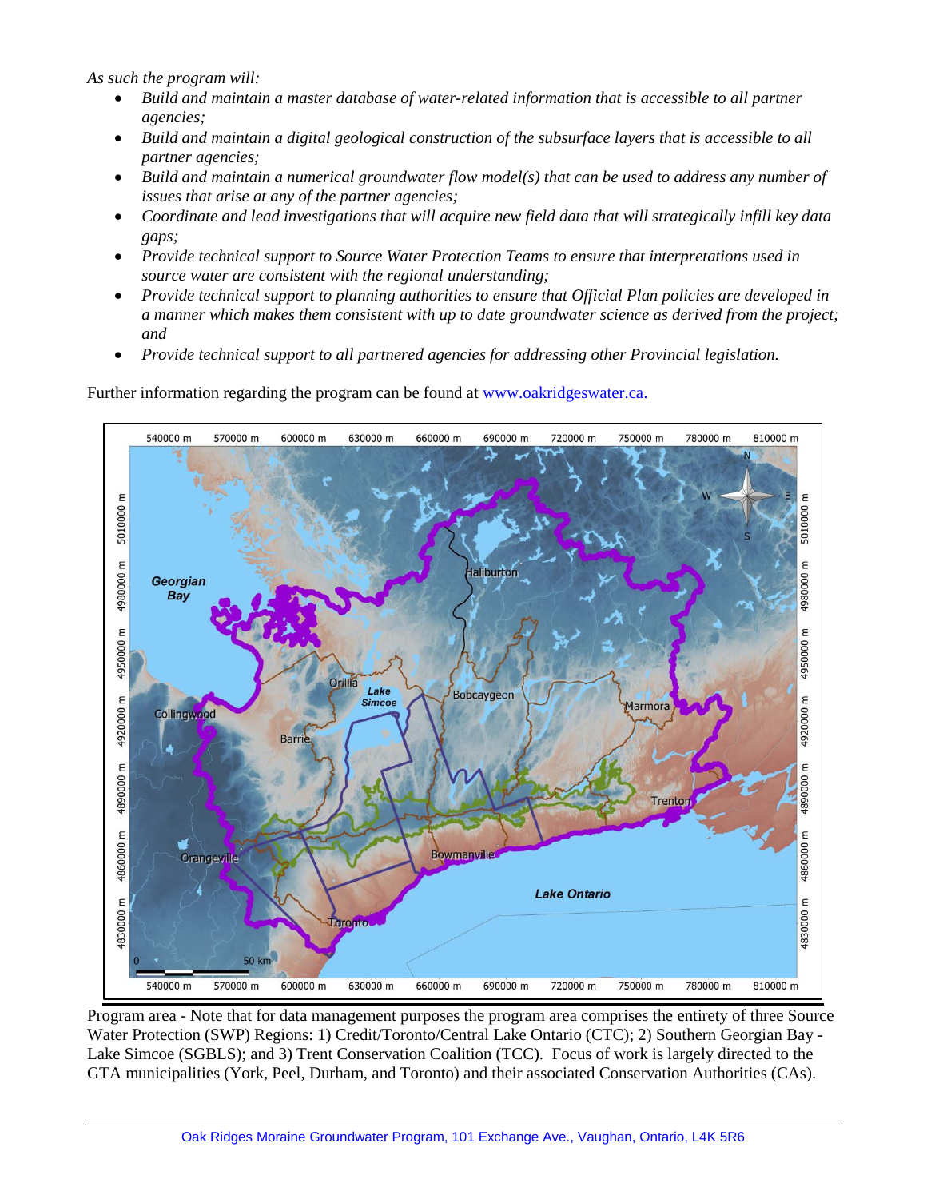*As such the program will:*

- *Build and maintain a master database of water-related information that is accessible to all partner agencies;*
- *Build and maintain a digital geological construction of the subsurface layers that is accessible to all partner agencies;*
- *Build and maintain a numerical groundwater flow model(s) that can be used to address any number of issues that arise at any of the partner agencies;*
- *Coordinate and lead investigations that will acquire new field data that will strategically infill key data gaps;*
- *Provide technical support to Source Water Protection Teams to ensure that interpretations used in source water are consistent with the regional understanding;*
- *Provide technical support to planning authorities to ensure that Official Plan policies are developed in a manner which makes them consistent with up to date groundwater science as derived from the project; and*
- *Provide technical support to all partnered agencies for addressing other Provincial legislation.*

Further information regarding the program can be found at www.oakridgeswater.ca.

Program area - Note that for data management purposes the program area comprises the entirety of three Source Water Protection (SWP) Regions: 1) Credit/Toronto/Central Lake Ontario (CTC); 2) Southern Georgian Bay - Lake Simcoe (SGBLS); and 3) Trent Conservation Coalition (TCC). Focus of work is largely directed to the GTA municipalities (York, Peel, Durham, and Toronto) and their associated Conservation Authorities (CAs).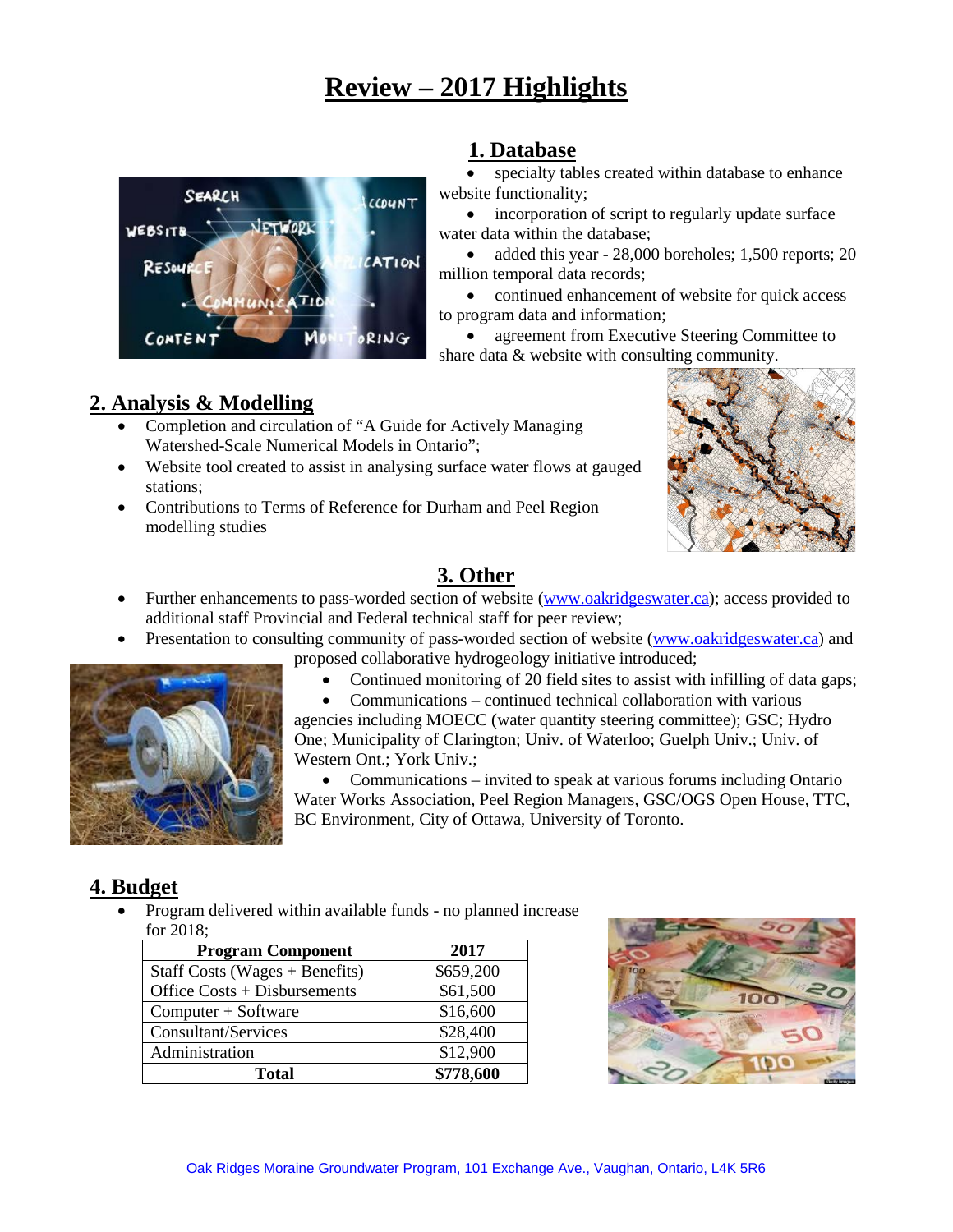# Review – 2017 Highlights

## 1. Database

- specialty tables created within database to enhance website functionality;
- incorporation of script to regularly update surface water data within the database;
- added this year - 28,000 boreholes; 1,500 reports; 20 million temporal data records;
- continued enhancement of website for quick access to program data and information;
- agreement from Executive Steering Committee to share data & website with consulting community.

## 2. Analysis & Modelling

- Completion and circulation of “A Guide for Actively Managing Watershed-Scale Numerical Models in Ontario”;
- Website tool created to assist in analysing surface water flows at gauged stations;
- Contributions to Terms of Reference for Durham and Peel Region modelling studies

## 3. Other

- Further enhancements to pass-worded section of website (www.oakridgeswater.ca); access provided to additional staff Provincial and Federal technical staff for peer review;
- Presentation to consulting community of pass-worded section of website (www.oakridgeswater.ca) and proposed collaborative hydrogeology initiative introduced;
- Continued monitoring of 20 field sites to assist with infilling of data gaps;
- Communications – continued technical collaboration with various agencies including MOECC (water quantity steering committee); GSC; Hydro One; Municipality of Clarington; Univ. of Waterloo; Guelph Univ.; Univ. of Western Ont.; York Univ.;
- Communications – invited to speak at various forums including Ontario Water Works Association, Peel Region Managers, GSC/OGS Open House, TTC, BC Environment, City of Ottawa, University of Toronto.

## 4. Budget

- Program delivered within available funds - no planned increase for 2018;

| Program Component | 2017 |
|---|---|
| Staff Costs (Wages + Benefits) | $659,200 |
| Office Costs + Disbursements | $61,500 |
| Computer + Software | $16,600 |
| Consultant/Services | $28,400 |
| Administration | $12,900 |
| **Total** | **$778,600** |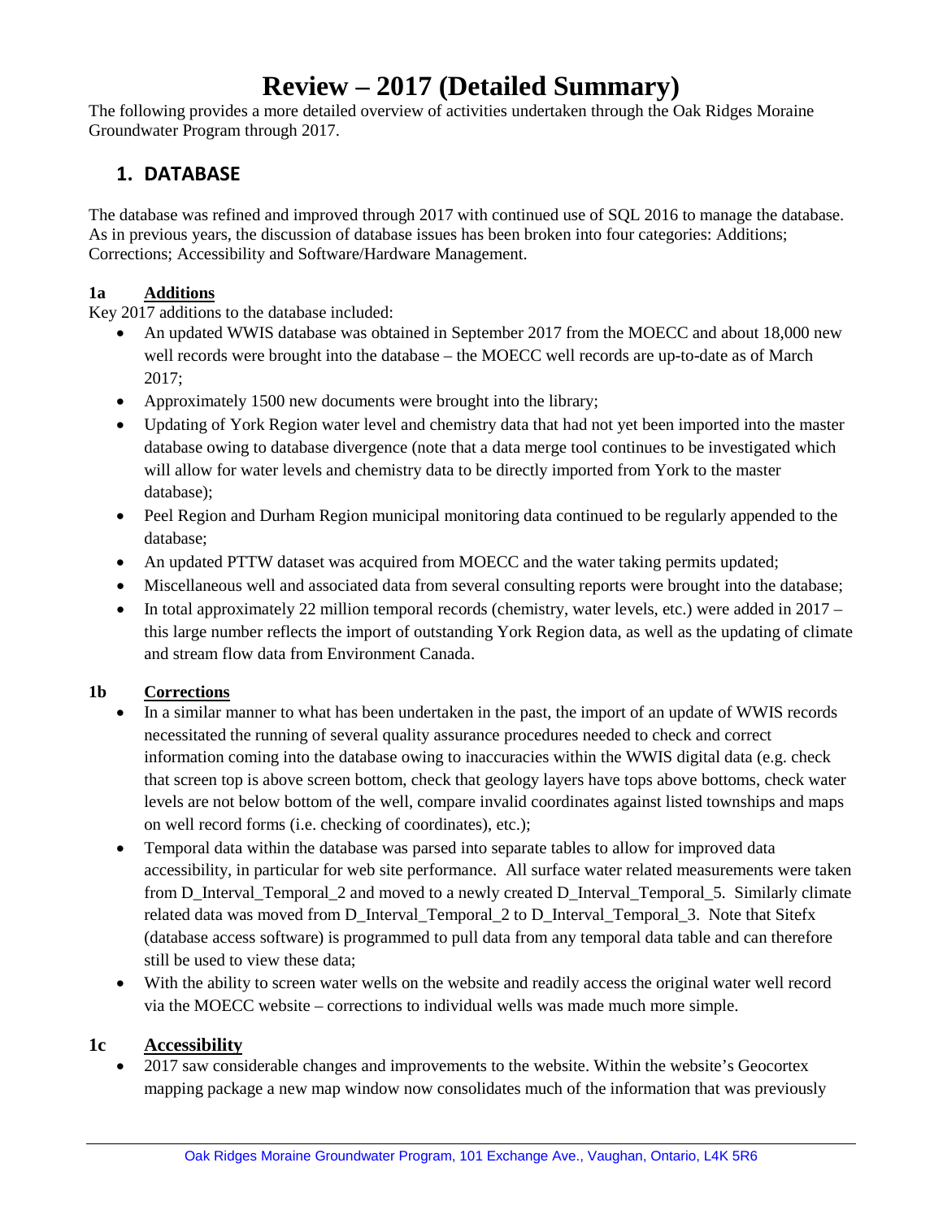# Review – 2017 (Detailed Summary)

The following provides a more detailed overview of activities undertaken through the Oak Ridges Moraine Groundwater Program through 2017.

## 1. DATABASE

The database was refined and improved through 2017 with continued use of SQL 2016 to manage the database. As in previous years, the discussion of database issues has been broken into four categories: Additions; Corrections; Accessibility and Software/Hardware Management.

### 1a Additions

Key 2017 additions to the database included:

- An updated WWIS database was obtained in September 2017 from the MOECC and about 18,000 new well records were brought into the database – the MOECC well records are up-to-date as of March 2017;
- Approximately 1500 new documents were brought into the library;
- Updating of York Region water level and chemistry data that had not yet been imported into the master database owing to database divergence (note that a data merge tool continues to be investigated which will allow for water levels and chemistry data to be directly imported from York to the master database);
- Peel Region and Durham Region municipal monitoring data continued to be regularly appended to the database;
- An updated PTTW dataset was acquired from MOECC and the water taking permits updated;
- Miscellaneous well and associated data from several consulting reports were brought into the database;
- In total approximately 22 million temporal records (chemistry, water levels, etc.) were added in 2017 – this large number reflects the import of outstanding York Region data, as well as the updating of climate and stream flow data from Environment Canada.

### 1b Corrections

- In a similar manner to what has been undertaken in the past, the import of an update of WWIS records necessitated the running of several quality assurance procedures needed to check and correct information coming into the database owing to inaccuracies within the WWIS digital data (e.g. check that screen top is above screen bottom, check that geology layers have tops above bottoms, check water levels are not below bottom of the well, compare invalid coordinates against listed townships and maps on well record forms (i.e. checking of coordinates), etc.);
- Temporal data within the database was parsed into separate tables to allow for improved data accessibility, in particular for web site performance. All surface water related measurements were taken from D_Interval_Temporal_2 and moved to a newly created D_Interval_Temporal_5. Similarly climate related data was moved from D_Interval_Temporal_2 to D_Interval_Temporal_3. Note that Sitefx (database access software) is programmed to pull data from any temporal data table and can therefore still be used to view these data;
- With the ability to screen water wells on the website and readily access the original water well record via the MOECC website – corrections to individual wells was made much more simple.

### 1c Accessibility

- 2017 saw considerable changes and improvements to the website. Within the website's Geocortex mapping package a new map window now consolidates much of the information that was previously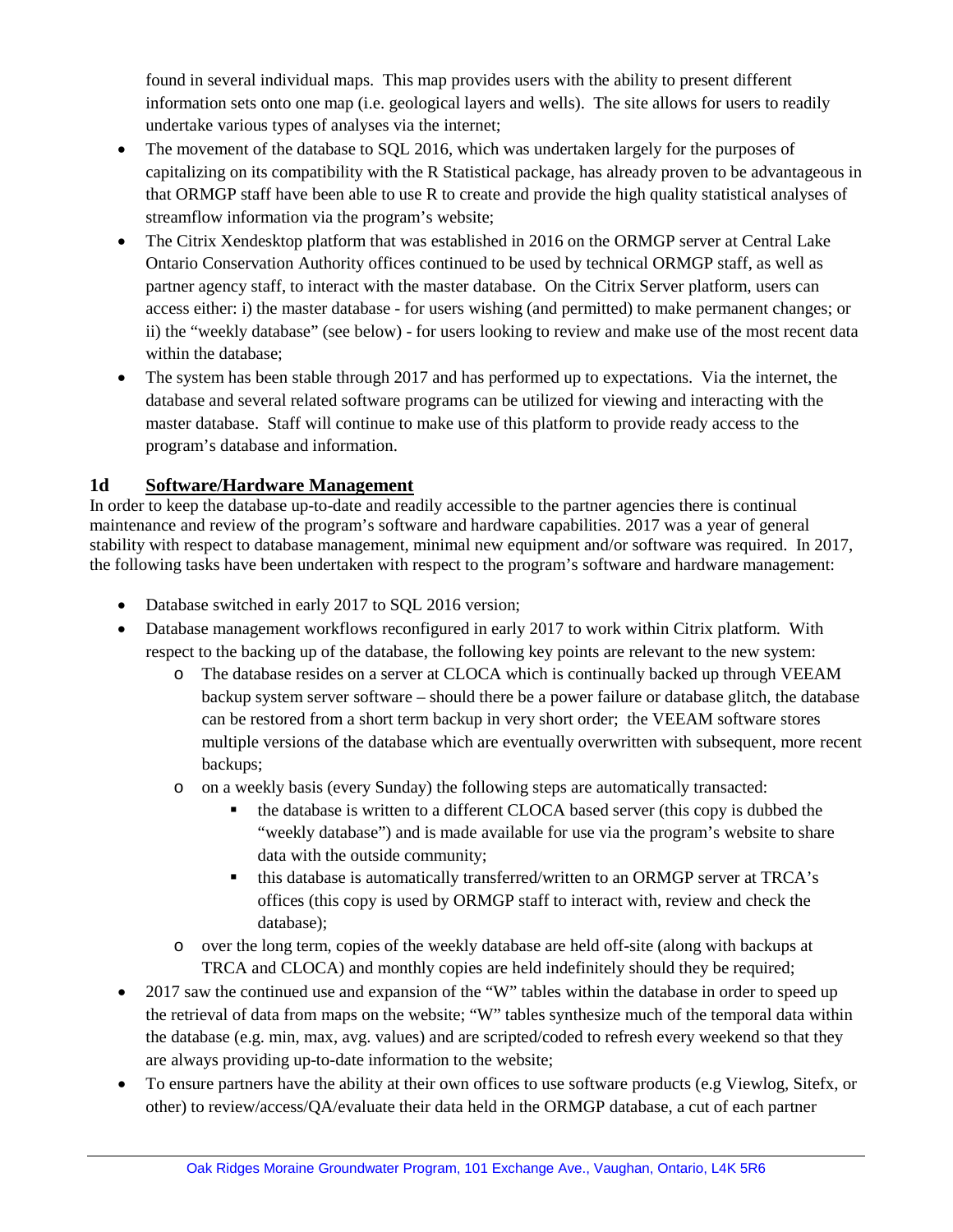found in several individual maps. This map provides users with the ability to present different information sets onto one map (i.e. geological layers and wells). The site allows for users to readily undertake various types of analyses via the internet;

- The movement of the database to SQL 2016, which was undertaken largely for the purposes of capitalizing on its compatibility with the R Statistical package, has already proven to be advantageous in that ORMGP staff have been able to use R to create and provide the high quality statistical analyses of streamflow information via the program's website;
- The Citrix Xendesktop platform that was established in 2016 on the ORMGP server at Central Lake Ontario Conservation Authority offices continued to be used by technical ORMGP staff, as well as partner agency staff, to interact with the master database. On the Citrix Server platform, users can access either: i) the master database - for users wishing (and permitted) to make permanent changes; or ii) the "weekly database" (see below) - for users looking to review and make use of the most recent data within the database;
- The system has been stable through 2017 and has performed up to expectations. Via the internet, the database and several related software programs can be utilized for viewing and interacting with the master database. Staff will continue to make use of this platform to provide ready access to the program's database and information.

## 1d Software/Hardware Management

In order to keep the database up-to-date and readily accessible to the partner agencies there is continual maintenance and review of the program's software and hardware capabilities. 2017 was a year of general stability with respect to database management, minimal new equipment and/or software was required. In 2017, the following tasks have been undertaken with respect to the program's software and hardware management:

- Database switched in early 2017 to SQL 2016 version;
- Database management workflows reconfigured in early 2017 to work within Citrix platform. With respect to the backing up of the database, the following key points are relevant to the new system:
  - The database resides on a server at CLOCA which is continually backed up through VEEAM backup system server software – should there be a power failure or database glitch, the database can be restored from a short term backup in very short order; the VEEAM software stores multiple versions of the database which are eventually overwritten with subsequent, more recent backups;
  - on a weekly basis (every Sunday) the following steps are automatically transacted:
    - the database is written to a different CLOCA based server (this copy is dubbed the "weekly database") and is made available for use via the program's website to share data with the outside community;
    - this database is automatically transferred/written to an ORMGP server at TRCA's offices (this copy is used by ORMGP staff to interact with, review and check the database);
  - over the long term, copies of the weekly database are held off-site (along with backups at TRCA and CLOCA) and monthly copies are held indefinitely should they be required;
- 2017 saw the continued use and expansion of the "W" tables within the database in order to speed up the retrieval of data from maps on the website; "W" tables synthesize much of the temporal data within the database (e.g. min, max, avg. values) and are scripted/coded to refresh every weekend so that they are always providing up-to-date information to the website;
- To ensure partners have the ability at their own offices to use software products (e.g Viewlog, Sitefx, or other) to review/access/QA/evaluate their data held in the ORMGP database, a cut of each partner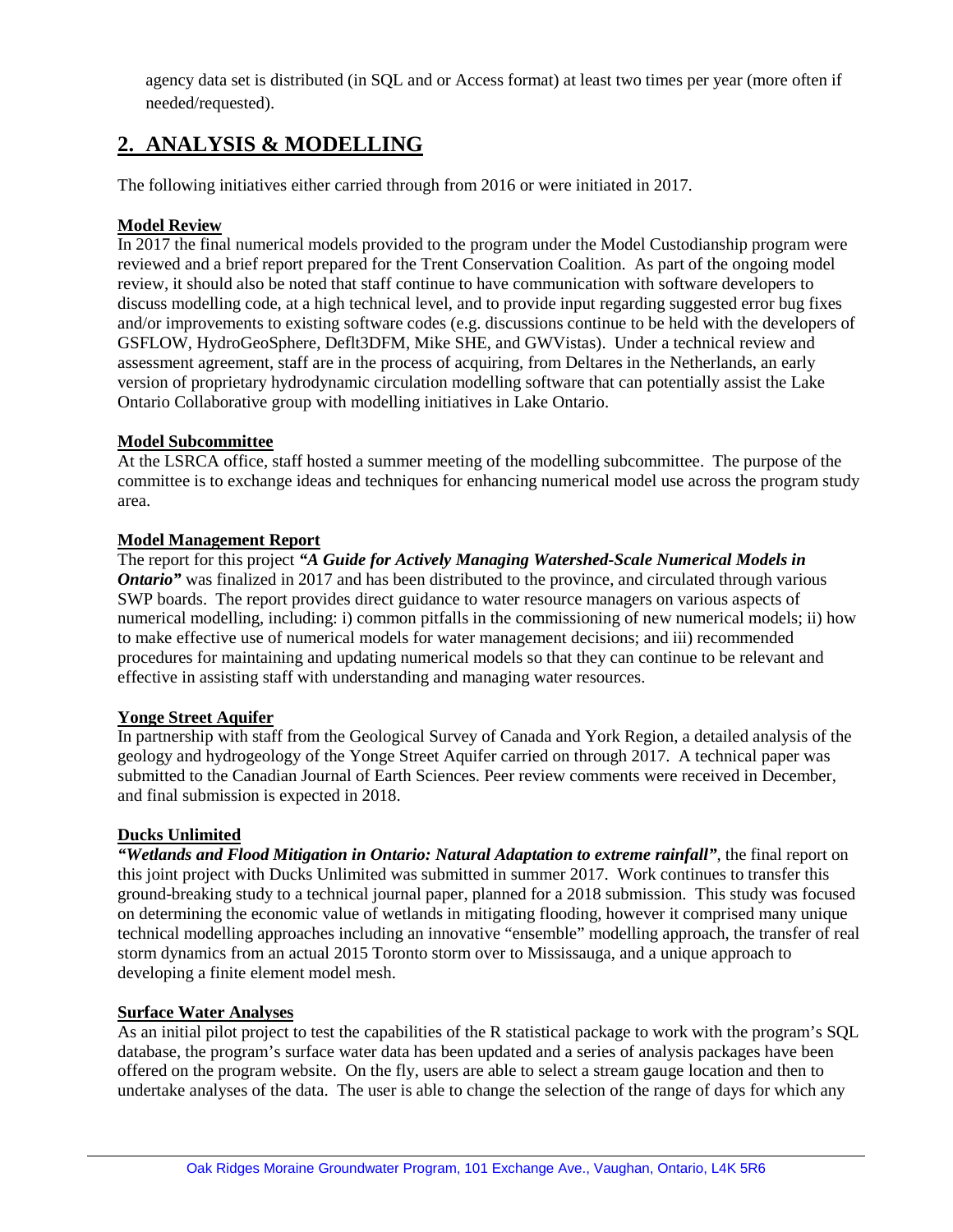agency data set is distributed (in SQL and or Access format) at least two times per year (more often if needed/requested).

## 2. ANALYSIS & MODELLING

The following initiatives either carried through from 2016 or were initiated in 2017.

### Model Review

In 2017 the final numerical models provided to the program under the Model Custodianship program were reviewed and a brief report prepared for the Trent Conservation Coalition. As part of the ongoing model review, it should also be noted that staff continue to have communication with software developers to discuss modelling code, at a high technical level, and to provide input regarding suggested error bug fixes and/or improvements to existing software codes (e.g. discussions continue to be held with the developers of GSFLOW, HydroGeoSphere, Deflt3DFM, Mike SHE, and GWVistas). Under a technical review and assessment agreement, staff are in the process of acquiring, from Deltares in the Netherlands, an early version of proprietary hydrodynamic circulation modelling software that can potentially assist the Lake Ontario Collaborative group with modelling initiatives in Lake Ontario.

### Model Subcommittee

At the LSRCA office, staff hosted a summer meeting of the modelling subcommittee. The purpose of the committee is to exchange ideas and techniques for enhancing numerical model use across the program study area.

### Model Management Report

The report for this project ***"A Guide for Actively Managing Watershed-Scale Numerical Models in Ontario"*** was finalized in 2017 and has been distributed to the province, and circulated through various SWP boards. The report provides direct guidance to water resource managers on various aspects of numerical modelling, including: i) common pitfalls in the commissioning of new numerical models; ii) how to make effective use of numerical models for water management decisions; and iii) recommended procedures for maintaining and updating numerical models so that they can continue to be relevant and effective in assisting staff with understanding and managing water resources.

### Yonge Street Aquifer

In partnership with staff from the Geological Survey of Canada and York Region, a detailed analysis of the geology and hydrogeology of the Yonge Street Aquifer carried on through 2017. A technical paper was submitted to the Canadian Journal of Earth Sciences. Peer review comments were received in December, and final submission is expected in 2018.

### Ducks Unlimited

***"Wetlands and Flood Mitigation in Ontario: Natural Adaptation to extreme rainfall"***, the final report on this joint project with Ducks Unlimited was submitted in summer 2017. Work continues to transfer this ground-breaking study to a technical journal paper, planned for a 2018 submission. This study was focused on determining the economic value of wetlands in mitigating flooding, however it comprised many unique technical modelling approaches including an innovative "ensemble" modelling approach, the transfer of real storm dynamics from an actual 2015 Toronto storm over to Mississauga, and a unique approach to developing a finite element model mesh.

### Surface Water Analyses

As an initial pilot project to test the capabilities of the R statistical package to work with the program's SQL database, the program's surface water data has been updated and a series of analysis packages have been offered on the program website. On the fly, users are able to select a stream gauge location and then to undertake analyses of the data. The user is able to change the selection of the range of days for which any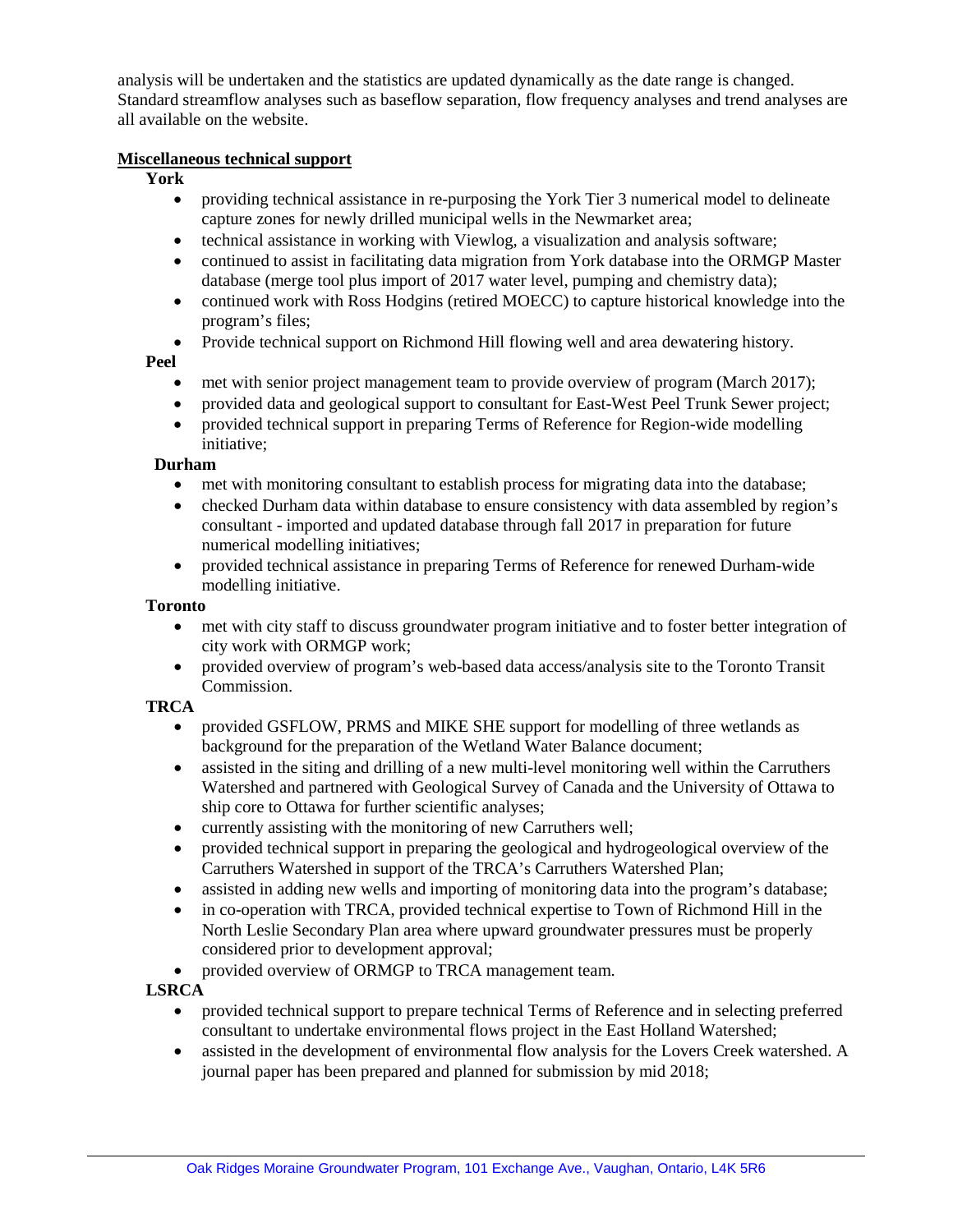analysis will be undertaken and the statistics are updated dynamically as the date range is changed. Standard streamflow analyses such as baseflow separation, flow frequency analyses and trend analyses are all available on the website.

**Miscellaneous technical support**

**York**

- providing technical assistance in re-purposing the York Tier 3 numerical model to delineate capture zones for newly drilled municipal wells in the Newmarket area;
- technical assistance in working with Viewlog, a visualization and analysis software;
- continued to assist in facilitating data migration from York database into the ORMGP Master database (merge tool plus import of 2017 water level, pumping and chemistry data);
- continued work with Ross Hodgins (retired MOECC) to capture historical knowledge into the program's files;
- Provide technical support on Richmond Hill flowing well and area dewatering history.

**Peel**

- met with senior project management team to provide overview of program (March 2017);
- provided data and geological support to consultant for East-West Peel Trunk Sewer project;
- provided technical support in preparing Terms of Reference for Region-wide modelling initiative;

**Durham**

- met with monitoring consultant to establish process for migrating data into the database;
- checked Durham data within database to ensure consistency with data assembled by region's consultant - imported and updated database through fall 2017 in preparation for future numerical modelling initiatives;
- provided technical assistance in preparing Terms of Reference for renewed Durham-wide modelling initiative.

**Toronto**

- met with city staff to discuss groundwater program initiative and to foster better integration of city work with ORMGP work;
- provided overview of program's web-based data access/analysis site to the Toronto Transit Commission.

**TRCA**

- provided GSFLOW, PRMS and MIKE SHE support for modelling of three wetlands as background for the preparation of the Wetland Water Balance document;
- assisted in the siting and drilling of a new multi-level monitoring well within the Carruthers Watershed and partnered with Geological Survey of Canada and the University of Ottawa to ship core to Ottawa for further scientific analyses;
- currently assisting with the monitoring of new Carruthers well;
- provided technical support in preparing the geological and hydrogeological overview of the Carruthers Watershed in support of the TRCA's Carruthers Watershed Plan;
- assisted in adding new wells and importing of monitoring data into the program's database;
- in co-operation with TRCA, provided technical expertise to Town of Richmond Hill in the North Leslie Secondary Plan area where upward groundwater pressures must be properly considered prior to development approval;
- provided overview of ORMGP to TRCA management team.

**LSRCA**

- provided technical support to prepare technical Terms of Reference and in selecting preferred consultant to undertake environmental flows project in the East Holland Watershed;
- assisted in the development of environmental flow analysis for the Lovers Creek watershed. A journal paper has been prepared and planned for submission by mid 2018;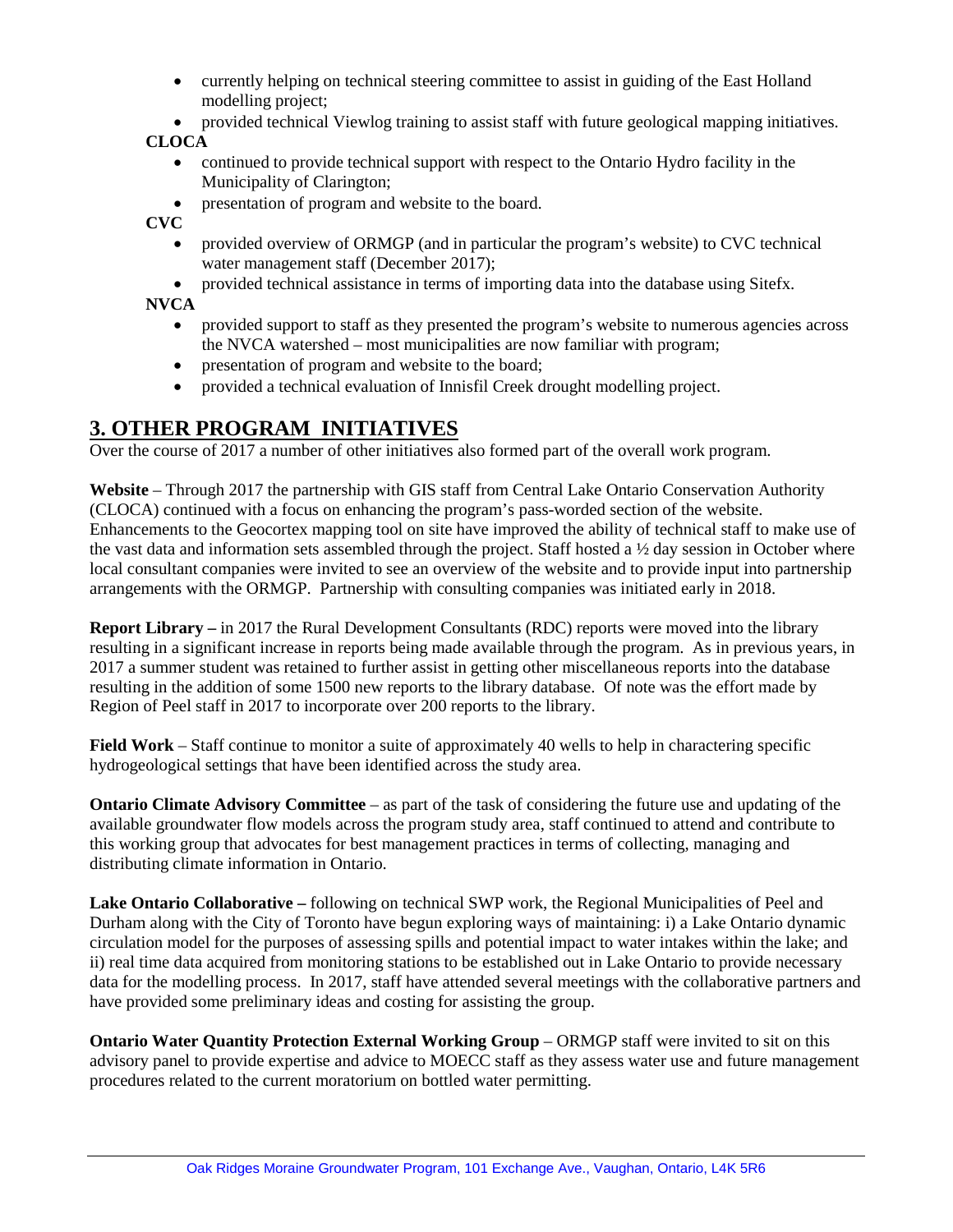- currently helping on technical steering committee to assist in guiding of the East Holland modelling project;
- provided technical Viewlog training to assist staff with future geological mapping initiatives.

**CLOCA**

- continued to provide technical support with respect to the Ontario Hydro facility in the Municipality of Clarington;
- presentation of program and website to the board.

**CVC**

- provided overview of ORMGP (and in particular the program's website) to CVC technical water management staff (December 2017);
- provided technical assistance in terms of importing data into the database using Sitefx.

**NVCA**

- provided support to staff as they presented the program's website to numerous agencies across the NVCA watershed – most municipalities are now familiar with program;
- presentation of program and website to the board;
- provided a technical evaluation of Innisfil Creek drought modelling project.

## 3. OTHER PROGRAM INITIATIVES

Over the course of 2017 a number of other initiatives also formed part of the overall work program.

**Website** – Through 2017 the partnership with GIS staff from Central Lake Ontario Conservation Authority (CLOCA) continued with a focus on enhancing the program's pass-worded section of the website. Enhancements to the Geocortex mapping tool on site have improved the ability of technical staff to make use of the vast data and information sets assembled through the project. Staff hosted a ½ day session in October where local consultant companies were invited to see an overview of the website and to provide input into partnership arrangements with the ORMGP. Partnership with consulting companies was initiated early in 2018.

**Report Library –** in 2017 the Rural Development Consultants (RDC) reports were moved into the library resulting in a significant increase in reports being made available through the program. As in previous years, in 2017 a summer student was retained to further assist in getting other miscellaneous reports into the database resulting in the addition of some 1500 new reports to the library database. Of note was the effort made by Region of Peel staff in 2017 to incorporate over 200 reports to the library.

**Field Work** – Staff continue to monitor a suite of approximately 40 wells to help in charactering specific hydrogeological settings that have been identified across the study area.

**Ontario Climate Advisory Committee** – as part of the task of considering the future use and updating of the available groundwater flow models across the program study area, staff continued to attend and contribute to this working group that advocates for best management practices in terms of collecting, managing and distributing climate information in Ontario.

**Lake Ontario Collaborative –** following on technical SWP work, the Regional Municipalities of Peel and Durham along with the City of Toronto have begun exploring ways of maintaining: i) a Lake Ontario dynamic circulation model for the purposes of assessing spills and potential impact to water intakes within the lake; and ii) real time data acquired from monitoring stations to be established out in Lake Ontario to provide necessary data for the modelling process. In 2017, staff have attended several meetings with the collaborative partners and have provided some preliminary ideas and costing for assisting the group.

**Ontario Water Quantity Protection External Working Group** – ORMGP staff were invited to sit on this advisory panel to provide expertise and advice to MOECC staff as they assess water use and future management procedures related to the current moratorium on bottled water permitting.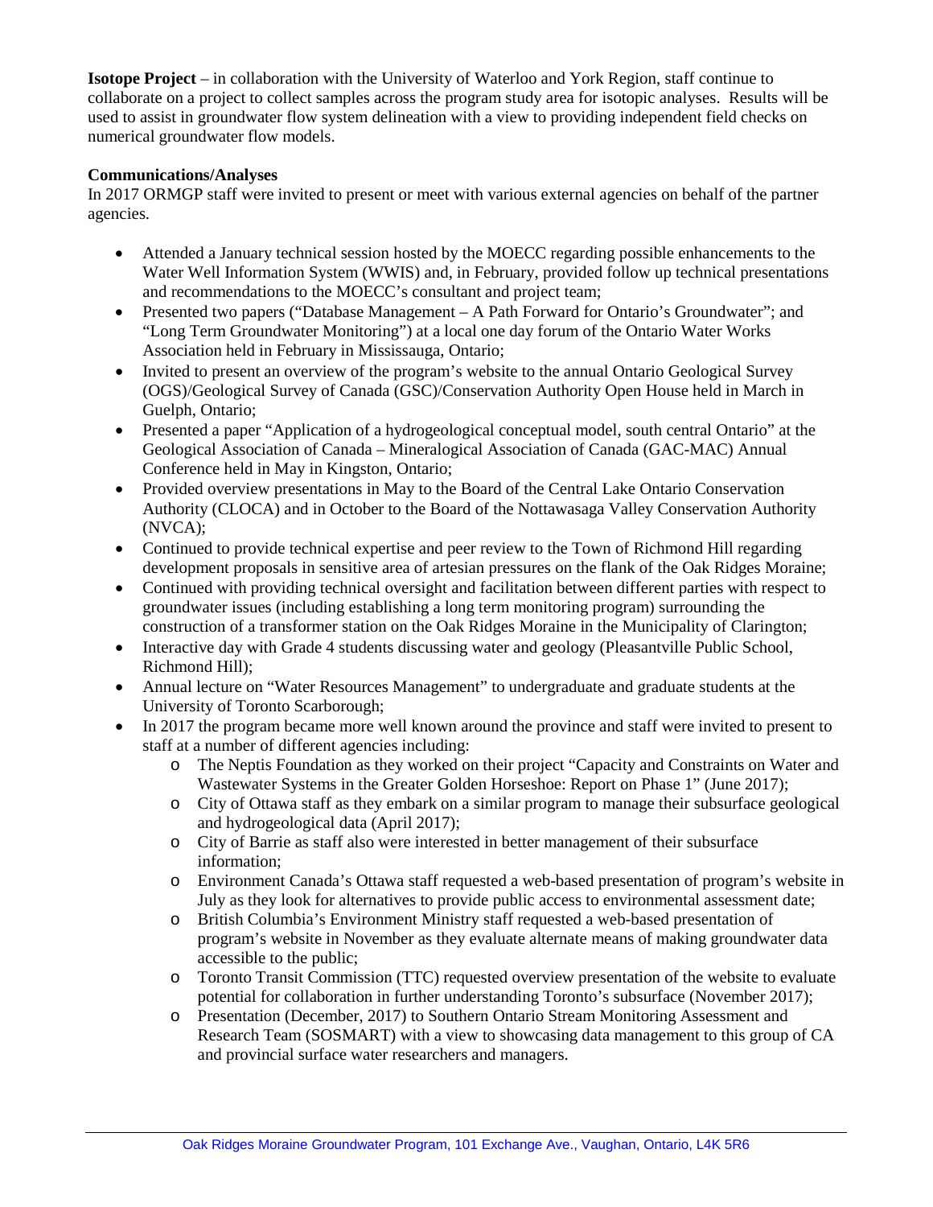**Isotope Project** – in collaboration with the University of Waterloo and York Region, staff continue to collaborate on a project to collect samples across the program study area for isotopic analyses. Results will be used to assist in groundwater flow system delineation with a view to providing independent field checks on numerical groundwater flow models.

**Communications/Analyses**

In 2017 ORMGP staff were invited to present or meet with various external agencies on behalf of the partner agencies.

- Attended a January technical session hosted by the MOECC regarding possible enhancements to the Water Well Information System (WWIS) and, in February, provided follow up technical presentations and recommendations to the MOECC's consultant and project team;
- Presented two papers ("Database Management – A Path Forward for Ontario's Groundwater"; and "Long Term Groundwater Monitoring") at a local one day forum of the Ontario Water Works Association held in February in Mississauga, Ontario;
- Invited to present an overview of the program's website to the annual Ontario Geological Survey (OGS)/Geological Survey of Canada (GSC)/Conservation Authority Open House held in March in Guelph, Ontario;
- Presented a paper "Application of a hydrogeological conceptual model, south central Ontario" at the Geological Association of Canada – Mineralogical Association of Canada (GAC-MAC) Annual Conference held in May in Kingston, Ontario;
- Provided overview presentations in May to the Board of the Central Lake Ontario Conservation Authority (CLOCA) and in October to the Board of the Nottawasaga Valley Conservation Authority (NVCA);
- Continued to provide technical expertise and peer review to the Town of Richmond Hill regarding development proposals in sensitive area of artesian pressures on the flank of the Oak Ridges Moraine;
- Continued with providing technical oversight and facilitation between different parties with respect to groundwater issues (including establishing a long term monitoring program) surrounding the construction of a transformer station on the Oak Ridges Moraine in the Municipality of Clarington;
- Interactive day with Grade 4 students discussing water and geology (Pleasantville Public School, Richmond Hill);
- Annual lecture on "Water Resources Management" to undergraduate and graduate students at the University of Toronto Scarborough;
- In 2017 the program became more well known around the province and staff were invited to present to staff at a number of different agencies including:
  - The Neptis Foundation as they worked on their project "Capacity and Constraints on Water and Wastewater Systems in the Greater Golden Horseshoe: Report on Phase 1" (June 2017);
  - City of Ottawa staff as they embark on a similar program to manage their subsurface geological and hydrogeological data (April 2017);
  - City of Barrie as staff also were interested in better management of their subsurface information;
  - Environment Canada's Ottawa staff requested a web-based presentation of program's website in July as they look for alternatives to provide public access to environmental assessment date;
  - British Columbia's Environment Ministry staff requested a web-based presentation of program's website in November as they evaluate alternate means of making groundwater data accessible to the public;
  - Toronto Transit Commission (TTC) requested overview presentation of the website to evaluate potential for collaboration in further understanding Toronto's subsurface (November 2017);
  - Presentation (December, 2017) to Southern Ontario Stream Monitoring Assessment and Research Team (SOSMART) with a view to showcasing data management to this group of CA and provincial surface water researchers and managers.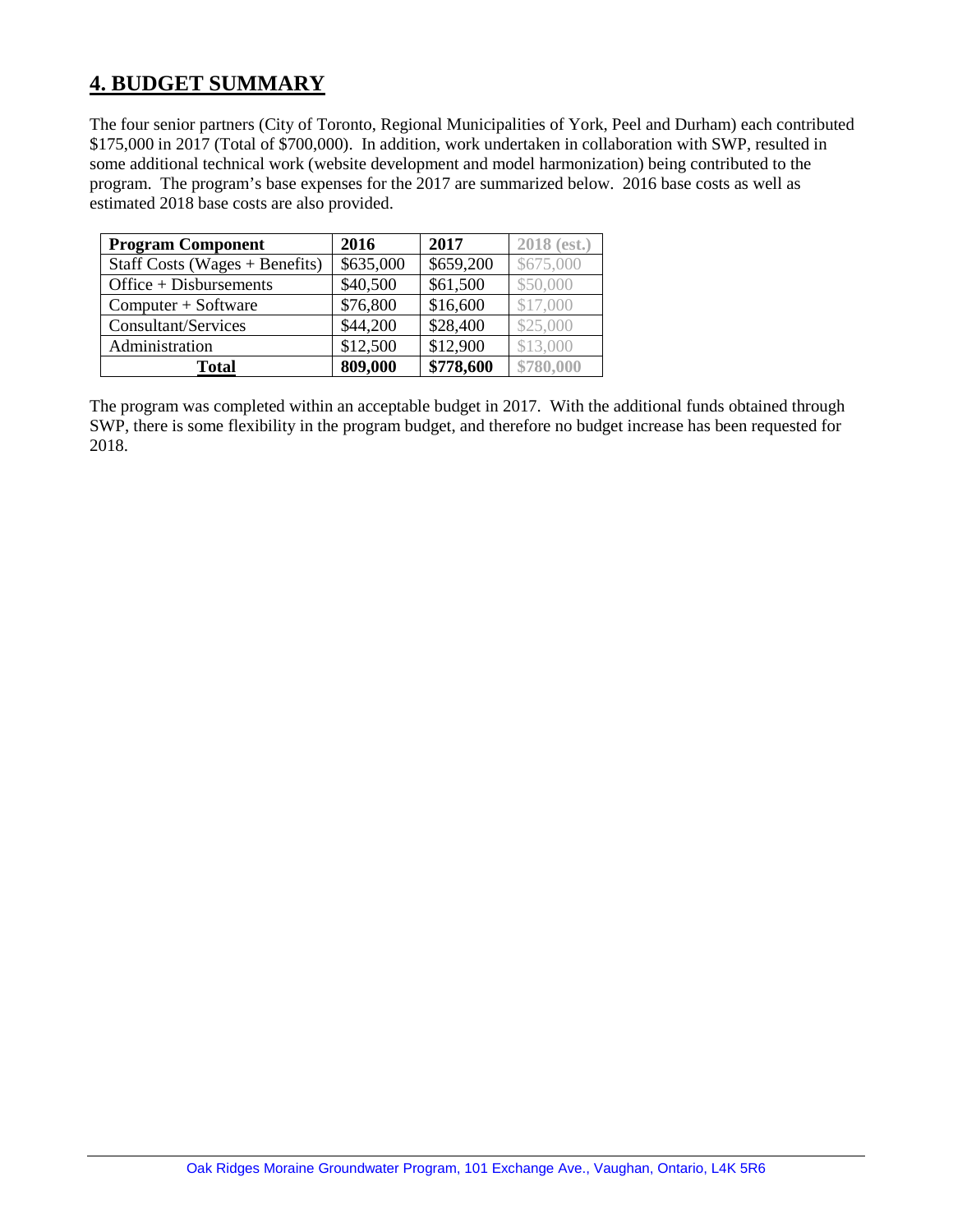## 4. BUDGET SUMMARY

The four senior partners (City of Toronto, Regional Municipalities of York, Peel and Durham) each contributed \$175,000 in 2017 (Total of \$700,000). In addition, work undertaken in collaboration with SWP, resulted in some additional technical work (website development and model harmonization) being contributed to the program. The program's base expenses for the 2017 are summarized below. 2016 base costs as well as estimated 2018 base costs are also provided.

| **Program Component** | **2016** | **2017** | **2018 (est.)** |
|---|---|---|---|
| Staff Costs (Wages + Benefits) | \$635,000 | \$659,200 | \$675,000 |
| Office + Disbursements | \$40,500 | \$61,500 | \$50,000 |
| Computer + Software | \$76,800 | \$16,600 | \$17,000 |
| Consultant/Services | \$44,200 | \$28,400 | \$25,000 |
| Administration | \$12,500 | \$12,900 | \$13,000 |
| **Total** | **809,000** | **\$778,600** | **\$780,000** |

The program was completed within an acceptable budget in 2017. With the additional funds obtained through SWP, there is some flexibility in the program budget, and therefore no budget increase has been requested for 2018.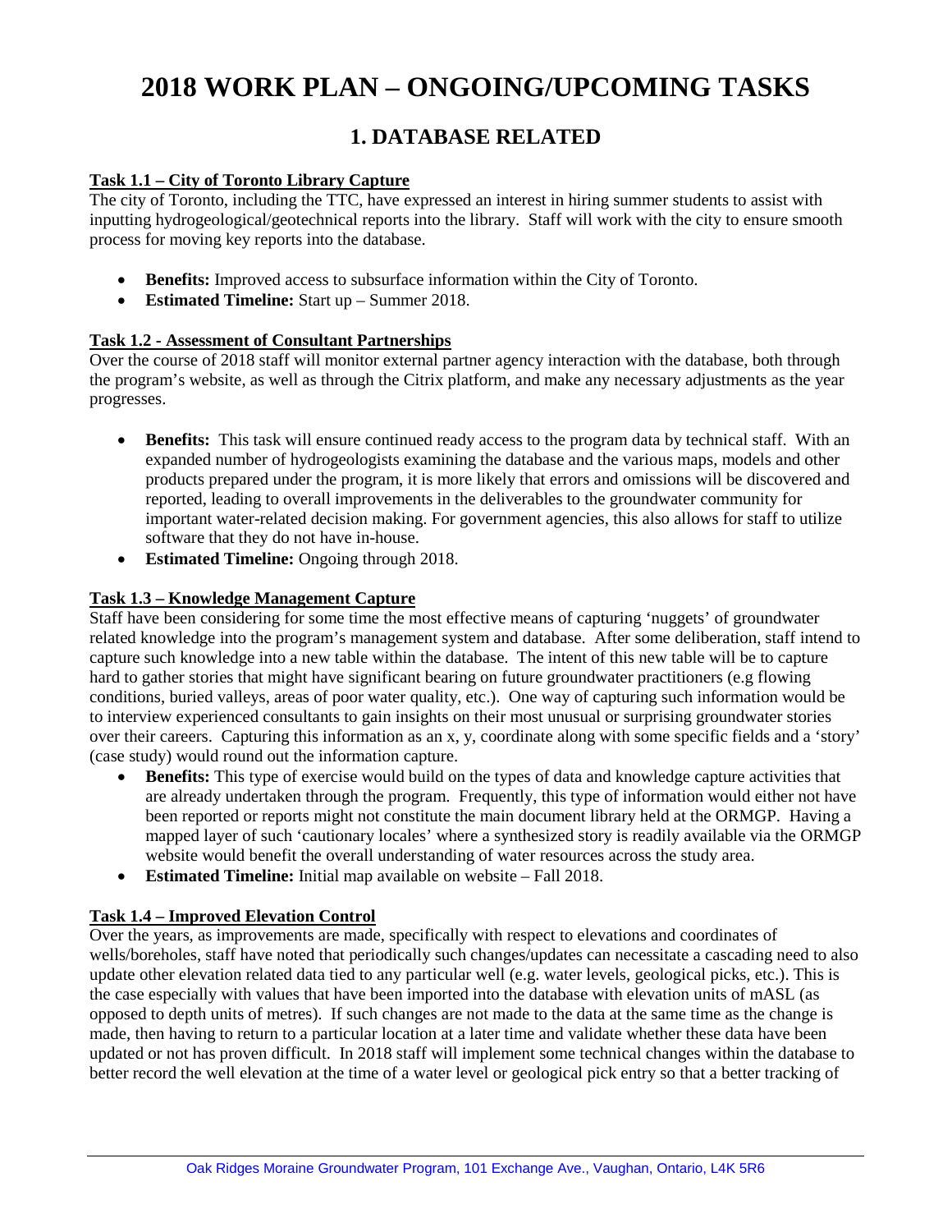# 2018 WORK PLAN – ONGOING/UPCOMING TASKS

## 1. DATABASE RELATED

**Task 1.1 – City of Toronto Library Capture**

The city of Toronto, including the TTC, have expressed an interest in hiring summer students to assist with inputting hydrogeological/geotechnical reports into the library. Staff will work with the city to ensure smooth process for moving key reports into the database.

- **Benefits:** Improved access to subsurface information within the City of Toronto.
- **Estimated Timeline:** Start up – Summer 2018.

**Task 1.2 - Assessment of Consultant Partnerships**

Over the course of 2018 staff will monitor external partner agency interaction with the database, both through the program's website, as well as through the Citrix platform, and make any necessary adjustments as the year progresses.

- **Benefits:** This task will ensure continued ready access to the program data by technical staff. With an expanded number of hydrogeologists examining the database and the various maps, models and other products prepared under the program, it is more likely that errors and omissions will be discovered and reported, leading to overall improvements in the deliverables to the groundwater community for important water-related decision making. For government agencies, this also allows for staff to utilize software that they do not have in-house.
- **Estimated Timeline:** Ongoing through 2018.

**Task 1.3 – Knowledge Management Capture**

Staff have been considering for some time the most effective means of capturing 'nuggets' of groundwater related knowledge into the program's management system and database. After some deliberation, staff intend to capture such knowledge into a new table within the database. The intent of this new table will be to capture hard to gather stories that might have significant bearing on future groundwater practitioners (e.g flowing conditions, buried valleys, areas of poor water quality, etc.). One way of capturing such information would be to interview experienced consultants to gain insights on their most unusual or surprising groundwater stories over their careers. Capturing this information as an x, y, coordinate along with some specific fields and a 'story' (case study) would round out the information capture.

- **Benefits:** This type of exercise would build on the types of data and knowledge capture activities that are already undertaken through the program. Frequently, this type of information would either not have been reported or reports might not constitute the main document library held at the ORMGP. Having a mapped layer of such 'cautionary locales' where a synthesized story is readily available via the ORMGP website would benefit the overall understanding of water resources across the study area.
- **Estimated Timeline:** Initial map available on website – Fall 2018.

**Task 1.4 – Improved Elevation Control**

Over the years, as improvements are made, specifically with respect to elevations and coordinates of wells/boreholes, staff have noted that periodically such changes/updates can necessitate a cascading need to also update other elevation related data tied to any particular well (e.g. water levels, geological picks, etc.). This is the case especially with values that have been imported into the database with elevation units of mASL (as opposed to depth units of metres). If such changes are not made to the data at the same time as the change is made, then having to return to a particular location at a later time and validate whether these data have been updated or not has proven difficult. In 2018 staff will implement some technical changes within the database to better record the well elevation at the time of a water level or geological pick entry so that a better tracking of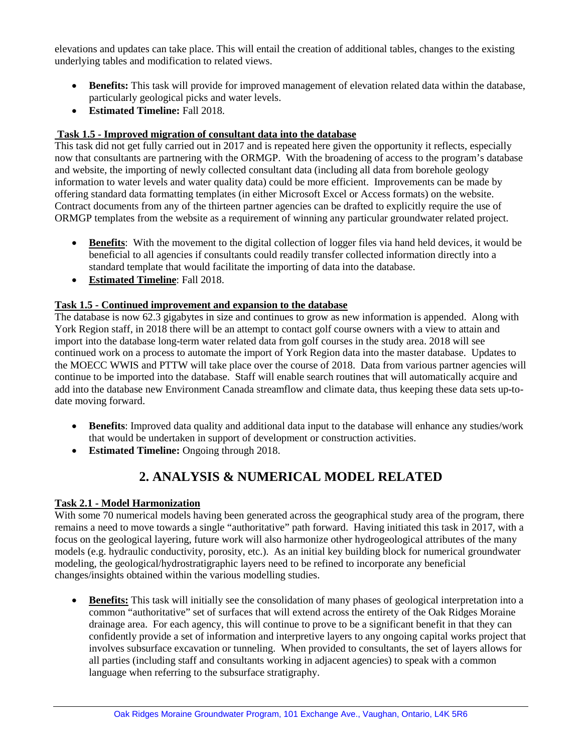elevations and updates can take place. This will entail the creation of additional tables, changes to the existing underlying tables and modification to related views.

- **Benefits:** This task will provide for improved management of elevation related data within the database, particularly geological picks and water levels.
- **Estimated Timeline:** Fall 2018.

**Task 1.5 - Improved migration of consultant data into the database**

This task did not get fully carried out in 2017 and is repeated here given the opportunity it reflects, especially now that consultants are partnering with the ORMGP. With the broadening of access to the program's database and website, the importing of newly collected consultant data (including all data from borehole geology information to water levels and water quality data) could be more efficient. Improvements can be made by offering standard data formatting templates (in either Microsoft Excel or Access formats) on the website. Contract documents from any of the thirteen partner agencies can be drafted to explicitly require the use of ORMGP templates from the website as a requirement of winning any particular groundwater related project.

- **Benefits**: With the movement to the digital collection of logger files via hand held devices, it would be beneficial to all agencies if consultants could readily transfer collected information directly into a standard template that would facilitate the importing of data into the database.
- **Estimated Timeline**: Fall 2018.

**Task 1.5 - Continued improvement and expansion to the database**

The database is now 62.3 gigabytes in size and continues to grow as new information is appended. Along with York Region staff, in 2018 there will be an attempt to contact golf course owners with a view to attain and import into the database long-term water related data from golf courses in the study area. 2018 will see continued work on a process to automate the import of York Region data into the master database. Updates to the MOECC WWIS and PTTW will take place over the course of 2018. Data from various partner agencies will continue to be imported into the database. Staff will enable search routines that will automatically acquire and add into the database new Environment Canada streamflow and climate data, thus keeping these data sets up-to-date moving forward.

- **Benefits**: Improved data quality and additional data input to the database will enhance any studies/work that would be undertaken in support of development or construction activities.
- **Estimated Timeline:** Ongoing through 2018.

## 2. ANALYSIS & NUMERICAL MODEL RELATED

**Task 2.1 - Model Harmonization**

With some 70 numerical models having been generated across the geographical study area of the program, there remains a need to move towards a single "authoritative" path forward. Having initiated this task in 2017, with a focus on the geological layering, future work will also harmonize other hydrogeological attributes of the many models (e.g. hydraulic conductivity, porosity, etc.). As an initial key building block for numerical groundwater modeling, the geological/hydrostratigraphic layers need to be refined to incorporate any beneficial changes/insights obtained within the various modelling studies.

- **Benefits:** This task will initially see the consolidation of many phases of geological interpretation into a common "authoritative" set of surfaces that will extend across the entirety of the Oak Ridges Moraine drainage area. For each agency, this will continue to prove to be a significant benefit in that they can confidently provide a set of information and interpretive layers to any ongoing capital works project that involves subsurface excavation or tunneling. When provided to consultants, the set of layers allows for all parties (including staff and consultants working in adjacent agencies) to speak with a common language when referring to the subsurface stratigraphy.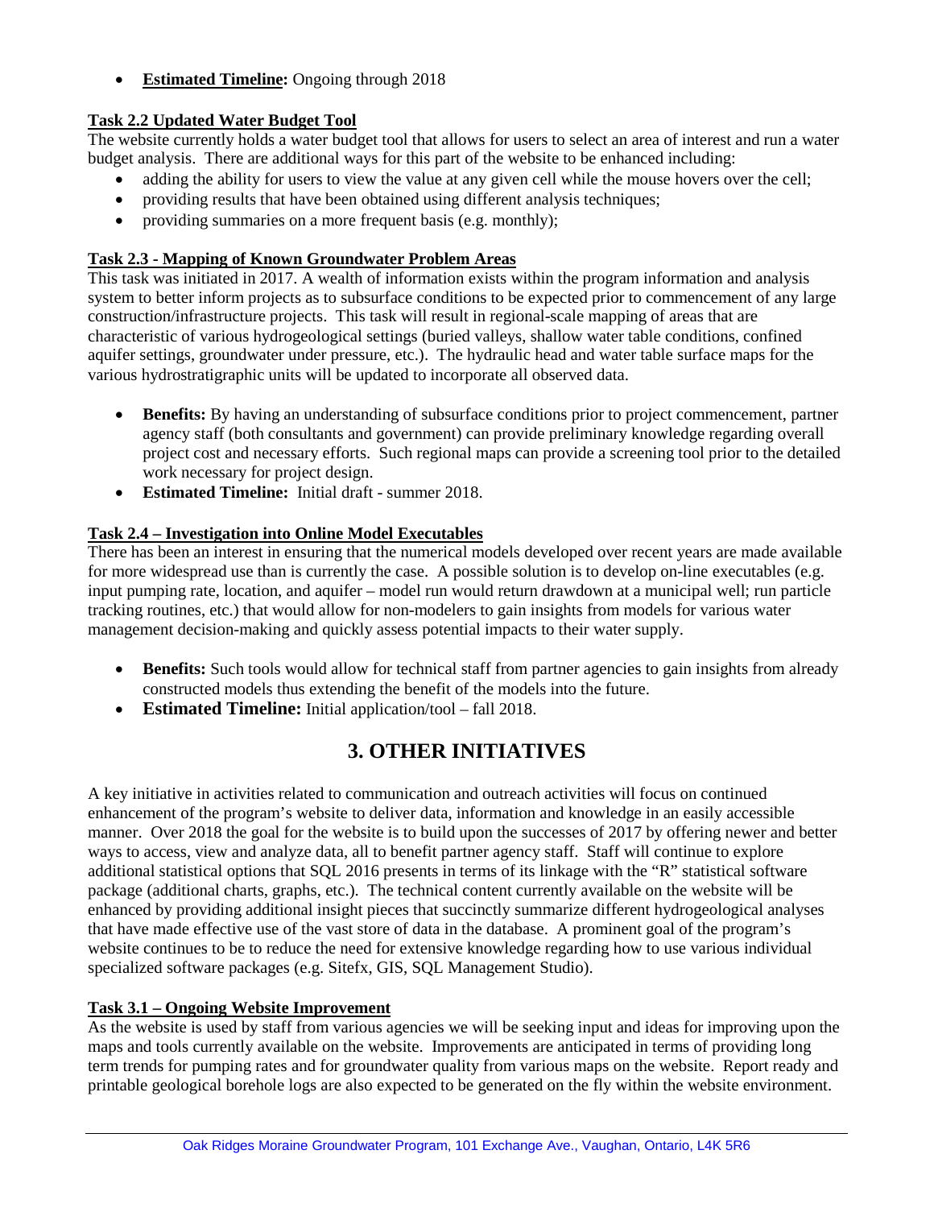- **Estimated Timeline:** Ongoing through 2018

**Task 2.2 Updated Water Budget Tool**

The website currently holds a water budget tool that allows for users to select an area of interest and run a water budget analysis. There are additional ways for this part of the website to be enhanced including:

- adding the ability for users to view the value at any given cell while the mouse hovers over the cell;
- providing results that have been obtained using different analysis techniques;
- providing summaries on a more frequent basis (e.g. monthly);

**Task 2.3 - Mapping of Known Groundwater Problem Areas**

This task was initiated in 2017. A wealth of information exists within the program information and analysis system to better inform projects as to subsurface conditions to be expected prior to commencement of any large construction/infrastructure projects. This task will result in regional-scale mapping of areas that are characteristic of various hydrogeological settings (buried valleys, shallow water table conditions, confined aquifer settings, groundwater under pressure, etc.). The hydraulic head and water table surface maps for the various hydrostratigraphic units will be updated to incorporate all observed data.

- **Benefits:** By having an understanding of subsurface conditions prior to project commencement, partner agency staff (both consultants and government) can provide preliminary knowledge regarding overall project cost and necessary efforts. Such regional maps can provide a screening tool prior to the detailed work necessary for project design.
- **Estimated Timeline:** Initial draft - summer 2018.

**Task 2.4 – Investigation into Online Model Executables**

There has been an interest in ensuring that the numerical models developed over recent years are made available for more widespread use than is currently the case. A possible solution is to develop on-line executables (e.g. input pumping rate, location, and aquifer – model run would return drawdown at a municipal well; run particle tracking routines, etc.) that would allow for non-modelers to gain insights from models for various water management decision-making and quickly assess potential impacts to their water supply.

- **Benefits:** Such tools would allow for technical staff from partner agencies to gain insights from already constructed models thus extending the benefit of the models into the future.
- **Estimated Timeline:** Initial application/tool – fall 2018.

# 3. OTHER INITIATIVES

A key initiative in activities related to communication and outreach activities will focus on continued enhancement of the program's website to deliver data, information and knowledge in an easily accessible manner. Over 2018 the goal for the website is to build upon the successes of 2017 by offering newer and better ways to access, view and analyze data, all to benefit partner agency staff. Staff will continue to explore additional statistical options that SQL 2016 presents in terms of its linkage with the "R" statistical software package (additional charts, graphs, etc.). The technical content currently available on the website will be enhanced by providing additional insight pieces that succinctly summarize different hydrogeological analyses that have made effective use of the vast store of data in the database. A prominent goal of the program's website continues to be to reduce the need for extensive knowledge regarding how to use various individual specialized software packages (e.g. Sitefx, GIS, SQL Management Studio).

**Task 3.1 – Ongoing Website Improvement**

As the website is used by staff from various agencies we will be seeking input and ideas for improving upon the maps and tools currently available on the website. Improvements are anticipated in terms of providing long term trends for pumping rates and for groundwater quality from various maps on the website. Report ready and printable geological borehole logs are also expected to be generated on the fly within the website environment.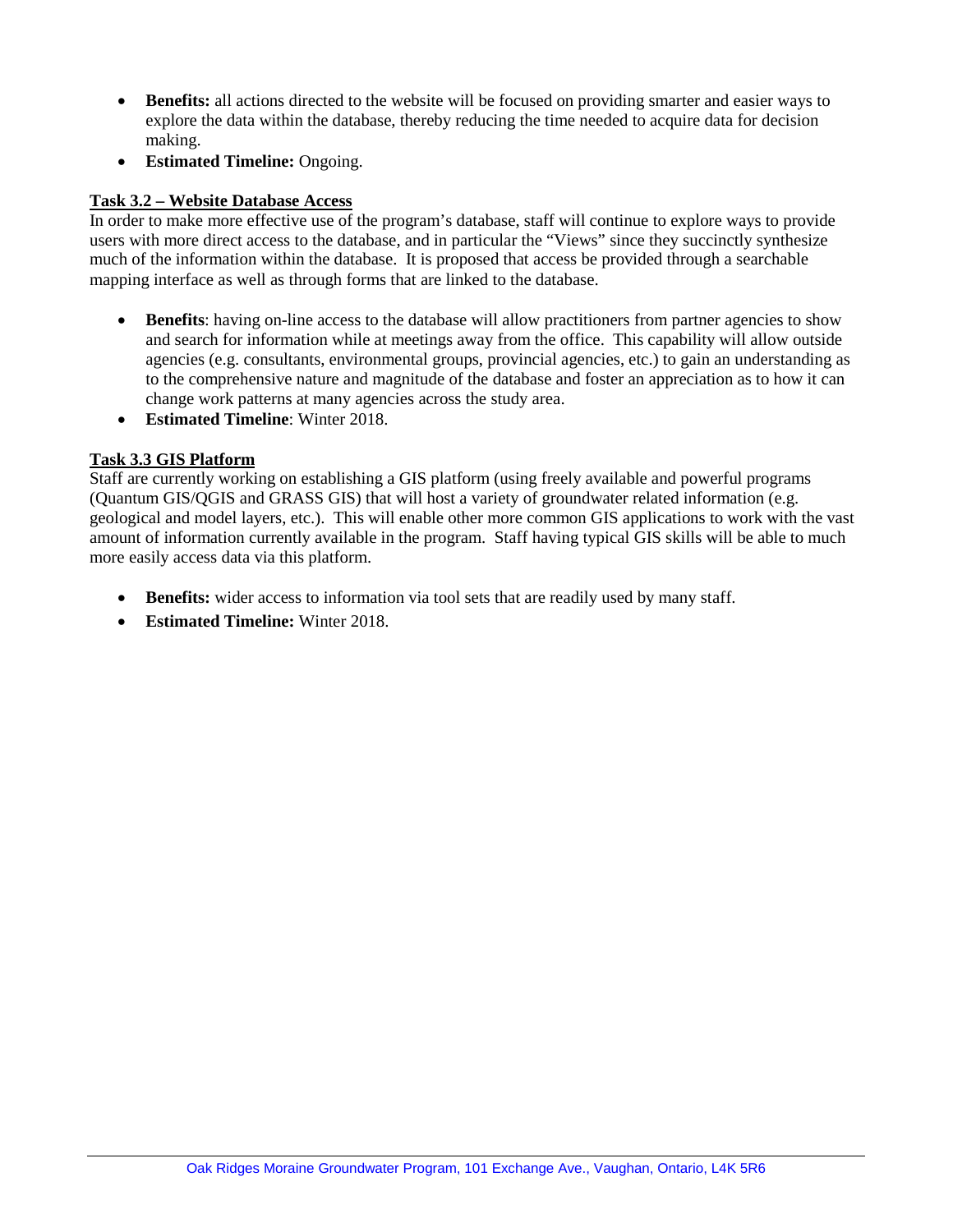- **Benefits:** all actions directed to the website will be focused on providing smarter and easier ways to explore the data within the database, thereby reducing the time needed to acquire data for decision making.
- **Estimated Timeline:** Ongoing.

**Task 3.2 – Website Database Access**

In order to make more effective use of the program's database, staff will continue to explore ways to provide users with more direct access to the database, and in particular the "Views" since they succinctly synthesize much of the information within the database. It is proposed that access be provided through a searchable mapping interface as well as through forms that are linked to the database.

- **Benefits**: having on-line access to the database will allow practitioners from partner agencies to show and search for information while at meetings away from the office. This capability will allow outside agencies (e.g. consultants, environmental groups, provincial agencies, etc.) to gain an understanding as to the comprehensive nature and magnitude of the database and foster an appreciation as to how it can change work patterns at many agencies across the study area.
- **Estimated Timeline**: Winter 2018.

**Task 3.3 GIS Platform**

Staff are currently working on establishing a GIS platform (using freely available and powerful programs (Quantum GIS/QGIS and GRASS GIS) that will host a variety of groundwater related information (e.g. geological and model layers, etc.). This will enable other more common GIS applications to work with the vast amount of information currently available in the program. Staff having typical GIS skills will be able to much more easily access data via this platform.

- **Benefits:** wider access to information via tool sets that are readily used by many staff.
- **Estimated Timeline:** Winter 2018.